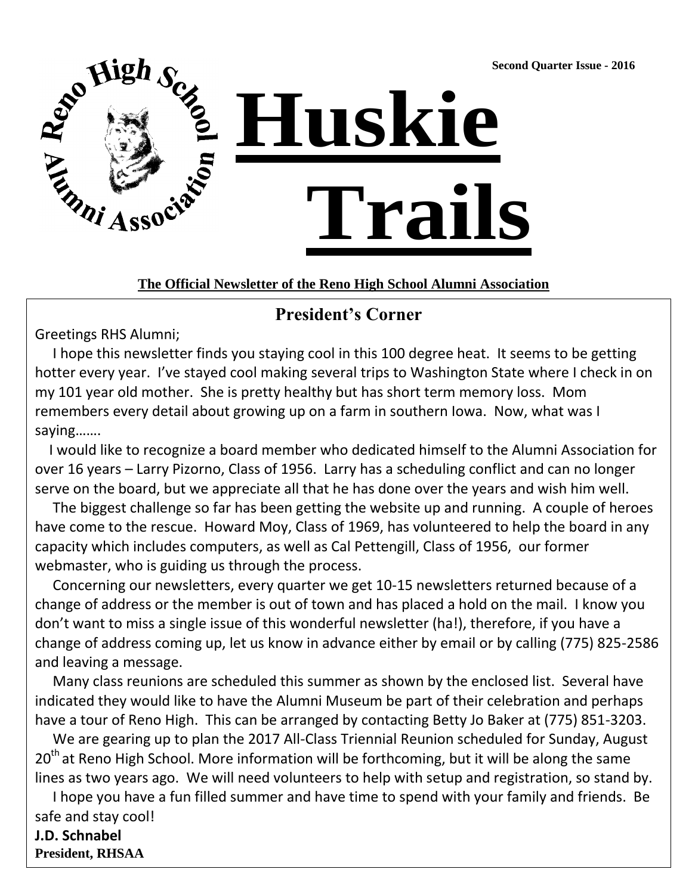Second Quarter Issue - 2016

Reno High School Alumni Association

# Huskie Trails

**The Official Newsletter of the Reno High School Alumni Association**

## President's Corner

Greetings RHS Alumni;

I hope this newsletter finds you staying cool in this 100 degree heat. It seems to be getting hotter every year. I've stayed cool making several trips to Washington State where I check in on my 101 year old mother. She is pretty healthy but has short term memory loss. Mom remembers every detail about growing up on a farm in southern Iowa. Now, what was I saying…….

I would like to recognize a board member who dedicated himself to the Alumni Association for over 16 years – Larry Pizorno, Class of 1956. Larry has a scheduling conflict and can no longer serve on the board, but we appreciate all that he has done over the years and wish him well.

The biggest challenge so far has been getting the website up and running. A couple of heroes have come to the rescue. Howard Moy, Class of 1969, has volunteered to help the board in any capacity which includes computers, as well as Cal Pettengill, Class of 1956, our former webmaster, who is guiding us through the process.

Concerning our newsletters, every quarter we get 10-15 newsletters returned because of a change of address or the member is out of town and has placed a hold on the mail. I know you don't want to miss a single issue of this wonderful newsletter (ha!), therefore, if you have a change of address coming up, let us know in advance either by email or by calling (775) 825-2586 and leaving a message.

Many class reunions are scheduled this summer as shown by the enclosed list. Several have indicated they would like to have the Alumni Museum be part of their celebration and perhaps have a tour of Reno High. This can be arranged by contacting Betty Jo Baker at (775) 851-3203.

We are gearing up to plan the 2017 All-Class Triennial Reunion scheduled for Sunday, August 20th at Reno High School. More information will be forthcoming, but it will be along the same lines as two years ago. We will need volunteers to help with setup and registration, so stand by.

I hope you have a fun filled summer and have time to spend with your family and friends. Be safe and stay cool!

**J.D. Schnabel**
**President, RHSAA**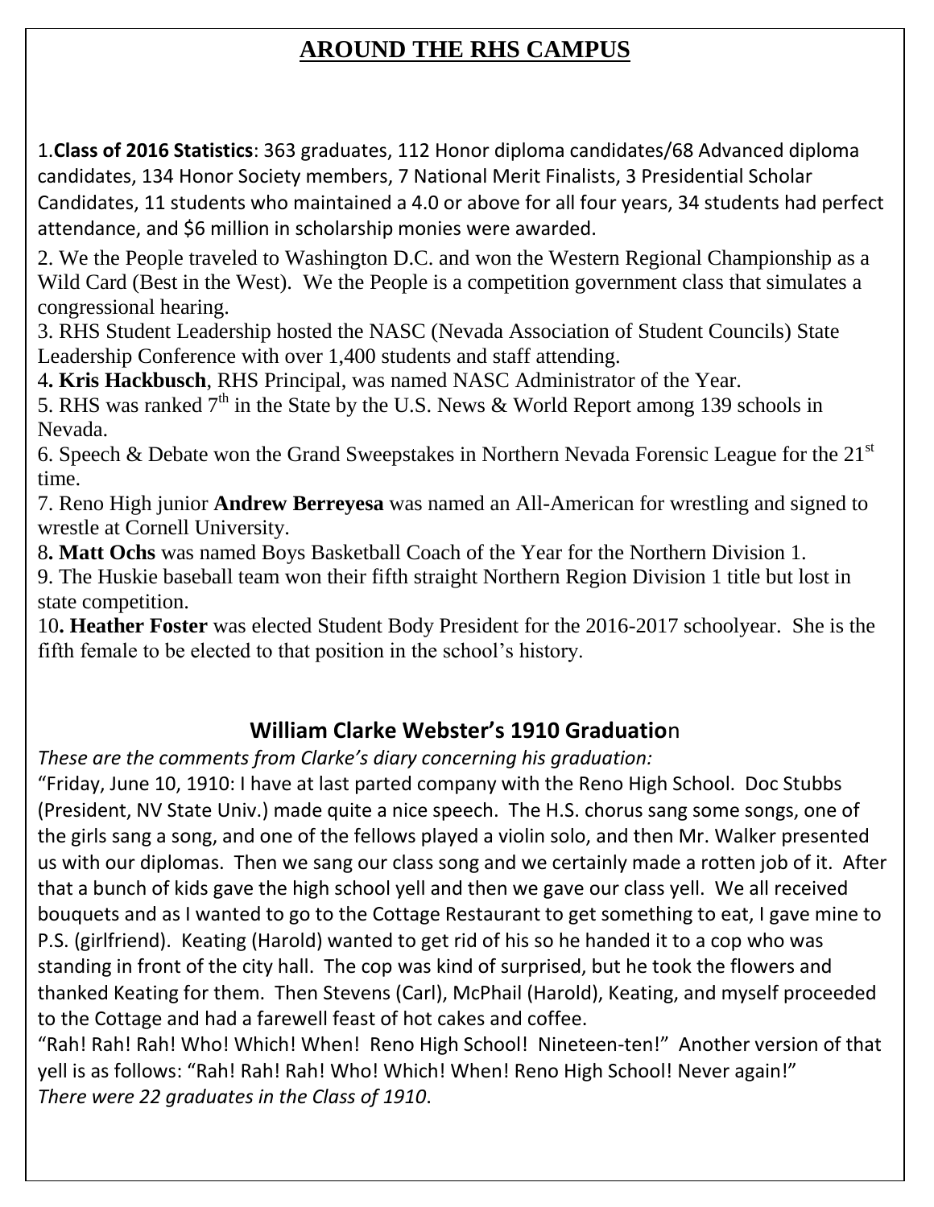# AROUND THE RHS CAMPUS

1.**Class of 2016 Statistics**: 363 graduates, 112 Honor diploma candidates/68 Advanced diploma candidates, 134 Honor Society members, 7 National Merit Finalists, 3 Presidential Scholar Candidates, 11 students who maintained a 4.0 or above for all four years, 34 students had perfect attendance, and $6 million in scholarship monies were awarded.

2. We the People traveled to Washington D.C. and won the Western Regional Championship as a Wild Card (Best in the West). We the People is a competition government class that simulates a congressional hearing.

3. RHS Student Leadership hosted the NASC (Nevada Association of Student Councils) State Leadership Conference with over 1,400 students and staff attending.

4**. Kris Hackbusch**, RHS Principal, was named NASC Administrator of the Year.

5. RHS was ranked 7th in the State by the U.S. News & World Report among 139 schools in Nevada.

6. Speech & Debate won the Grand Sweepstakes in Northern Nevada Forensic League for the 21st time.

7. Reno High junior **Andrew Berreyesa** was named an All-American for wrestling and signed to wrestle at Cornell University.

8**. Matt Ochs** was named Boys Basketball Coach of the Year for the Northern Division 1.

9. The Huskie baseball team won their fifth straight Northern Region Division 1 title but lost in state competition.

10**. Heather Foster** was elected Student Body President for the 2016-2017 schoolyear. She is the fifth female to be elected to that position in the school's history.

## William Clarke Webster's 1910 Graduation

*These are the comments from Clarke's diary concerning his graduation:*

"Friday, June 10, 1910: I have at last parted company with the Reno High School. Doc Stubbs (President, NV State Univ.) made quite a nice speech. The H.S. chorus sang some songs, one of the girls sang a song, and one of the fellows played a violin solo, and then Mr. Walker presented us with our diplomas. Then we sang our class song and we certainly made a rotten job of it. After that a bunch of kids gave the high school yell and then we gave our class yell. We all received bouquets and as I wanted to go to the Cottage Restaurant to get something to eat, I gave mine to P.S. (girlfriend). Keating (Harold) wanted to get rid of his so he handed it to a cop who was standing in front of the city hall. The cop was kind of surprised, but he took the flowers and thanked Keating for them. Then Stevens (Carl), McPhail (Harold), Keating, and myself proceeded to the Cottage and had a farewell feast of hot cakes and coffee.

"Rah! Rah! Rah! Who! Which! When! Reno High School! Nineteen-ten!" Another version of that yell is as follows: "Rah! Rah! Rah! Who! Which! When! Reno High School! Never again!"

*There were 22 graduates in the Class of 1910.*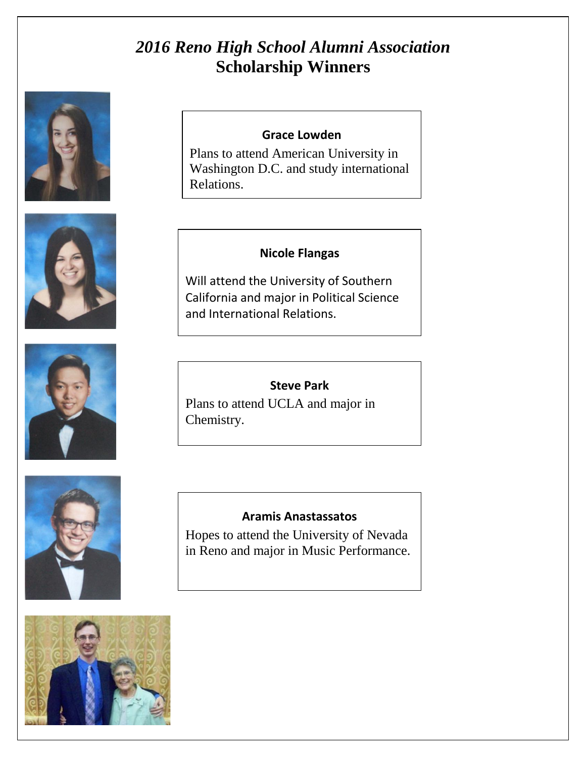# *2016 Reno High School Alumni Association*
# Scholarship Winners

**Grace Lowden**

Plans to attend American University in Washington D.C. and study international Relations.

**Nicole Flangas**

Will attend the University of Southern California and major in Political Science and International Relations.

**Steve Park**

Plans to attend UCLA and major in Chemistry.

**Aramis Anastassatos**

Hopes to attend the University of Nevada in Reno and major in Music Performance.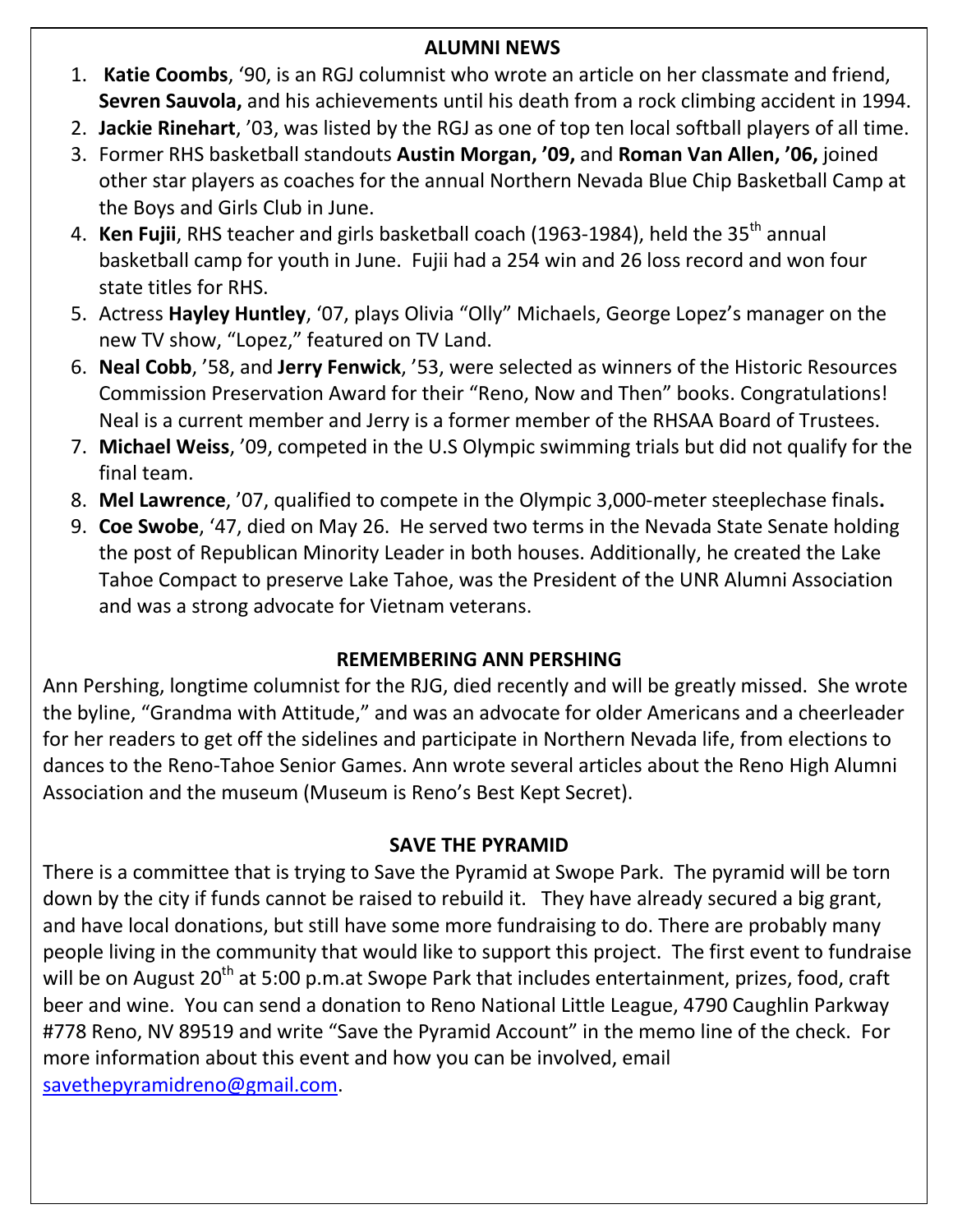## ALUMNI NEWS

1. **Katie Coombs**, '90, is an RGJ columnist who wrote an article on her classmate and friend, **Sevren Sauvola,** and his achievements until his death from a rock climbing accident in 1994.
2. **Jackie Rinehart**, '03, was listed by the RGJ as one of top ten local softball players of all time.
3. Former RHS basketball standouts **Austin Morgan, '09,** and **Roman Van Allen, '06,** joined other star players as coaches for the annual Northern Nevada Blue Chip Basketball Camp at the Boys and Girls Club in June.
4. **Ken Fujii**, RHS teacher and girls basketball coach (1963-1984), held the 35th annual basketball camp for youth in June. Fujii had a 254 win and 26 loss record and won four state titles for RHS.
5. Actress **Hayley Huntley**, '07, plays Olivia "Olly" Michaels, George Lopez's manager on the new TV show, "Lopez," featured on TV Land.
6. **Neal Cobb**, '58, and **Jerry Fenwick**, '53, were selected as winners of the Historic Resources Commission Preservation Award for their "Reno, Now and Then" books. Congratulations! Neal is a current member and Jerry is a former member of the RHSAA Board of Trustees.
7. **Michael Weiss**, '09, competed in the U.S Olympic swimming trials but did not qualify for the final team.
8. **Mel Lawrence**, '07, qualified to compete in the Olympic 3,000-meter steeplechase finals**.**
9. **Coe Swobe**, '47, died on May 26. He served two terms in the Nevada State Senate holding the post of Republican Minority Leader in both houses. Additionally, he created the Lake Tahoe Compact to preserve Lake Tahoe, was the President of the UNR Alumni Association and was a strong advocate for Vietnam veterans.

## REMEMBERING ANN PERSHING

Ann Pershing, longtime columnist for the RJG, died recently and will be greatly missed. She wrote the byline, "Grandma with Attitude," and was an advocate for older Americans and a cheerleader for her readers to get off the sidelines and participate in Northern Nevada life, from elections to dances to the Reno-Tahoe Senior Games. Ann wrote several articles about the Reno High Alumni Association and the museum (Museum is Reno's Best Kept Secret).

## SAVE THE PYRAMID

There is a committee that is trying to Save the Pyramid at Swope Park. The pyramid will be torn down by the city if funds cannot be raised to rebuild it. They have already secured a big grant, and have local donations, but still have some more fundraising to do. There are probably many people living in the community that would like to support this project. The first event to fundraise will be on August 20th at 5:00 p.m.at Swope Park that includes entertainment, prizes, food, craft beer and wine. You can send a donation to Reno National Little League, 4790 Caughlin Parkway #778 Reno, NV 89519 and write "Save the Pyramid Account" in the memo line of the check. For more information about this event and how you can be involved, email savethepyramidreno@gmail.com.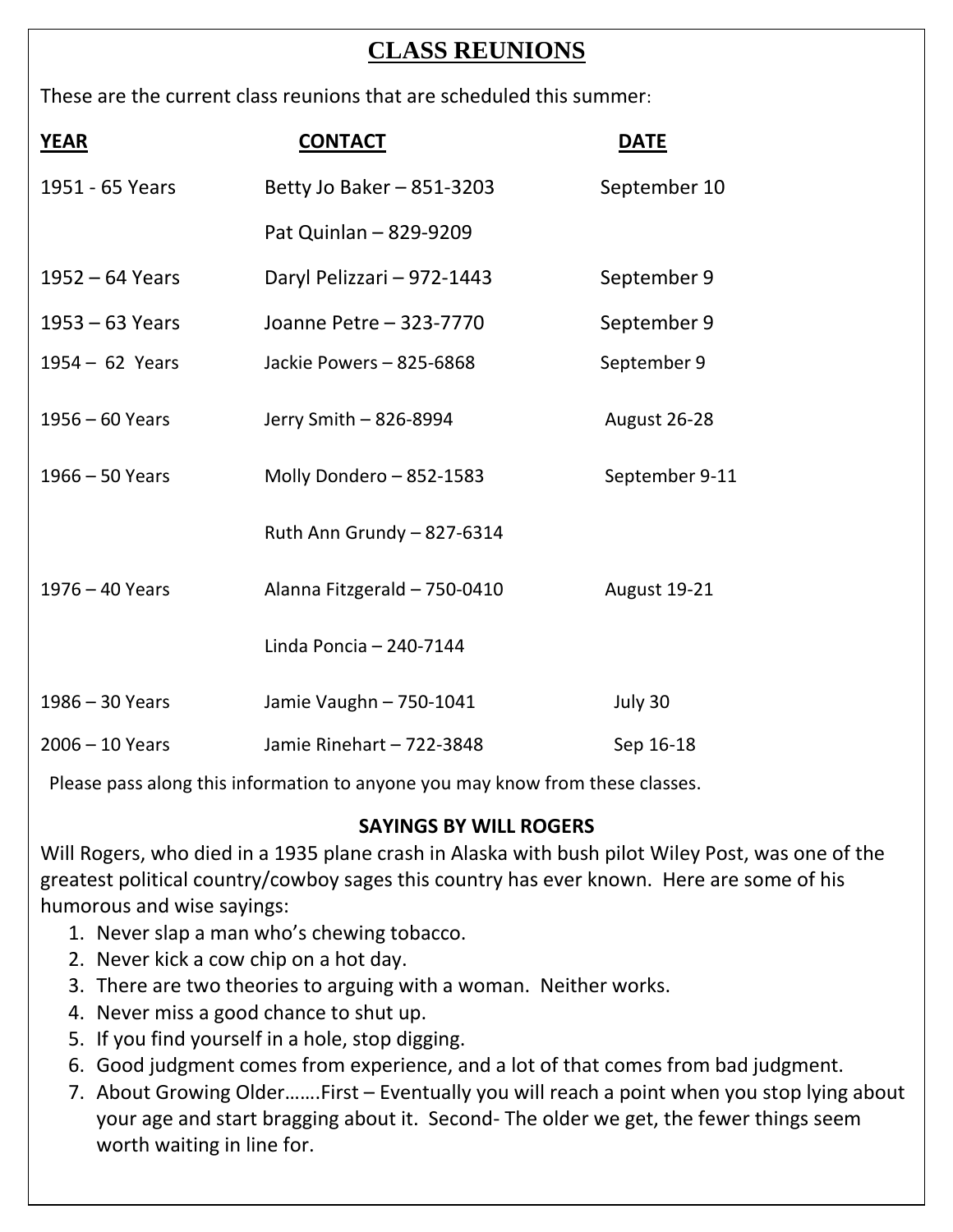# CLASS REUNIONS

These are the current class reunions that are scheduled this summer:

| YEAR | CONTACT | DATE |
| --- | --- | --- |
| 1951 - 65 Years | Betty Jo Baker – 851-3203 | September 10 |
| | Pat Quinlan – 829-9209 | |
| 1952 – 64 Years | Daryl Pelizzari – 972-1443 | September 9 |
| 1953 – 63 Years | Joanne Petre – 323-7770 | September 9 |
| 1954 – 62 Years | Jackie Powers – 825-6868 | September 9 |
| 1956 – 60 Years | Jerry Smith – 826-8994 | August 26-28 |
| 1966 – 50 Years | Molly Dondero – 852-1583 | September 9-11 |
| | Ruth Ann Grundy – 827-6314 | |
| 1976 – 40 Years | Alanna Fitzgerald – 750-0410 | August 19-21 |
| | Linda Poncia – 240-7144 | |
| 1986 – 30 Years | Jamie Vaughn – 750-1041 | July 30 |
| 2006 – 10 Years | Jamie Rinehart – 722-3848 | Sep 16-18 |

Please pass along this information to anyone you may know from these classes.

## SAYINGS BY WILL ROGERS

Will Rogers, who died in a 1935 plane crash in Alaska with bush pilot Wiley Post, was one of the greatest political country/cowboy sages this country has ever known. Here are some of his humorous and wise sayings:

1. Never slap a man who's chewing tobacco.
2. Never kick a cow chip on a hot day.
3. There are two theories to arguing with a woman. Neither works.
4. Never miss a good chance to shut up.
5. If you find yourself in a hole, stop digging.
6. Good judgment comes from experience, and a lot of that comes from bad judgment.
7. About Growing Older…….First – Eventually you will reach a point when you stop lying about your age and start bragging about it. Second- The older we get, the fewer things seem worth waiting in line for.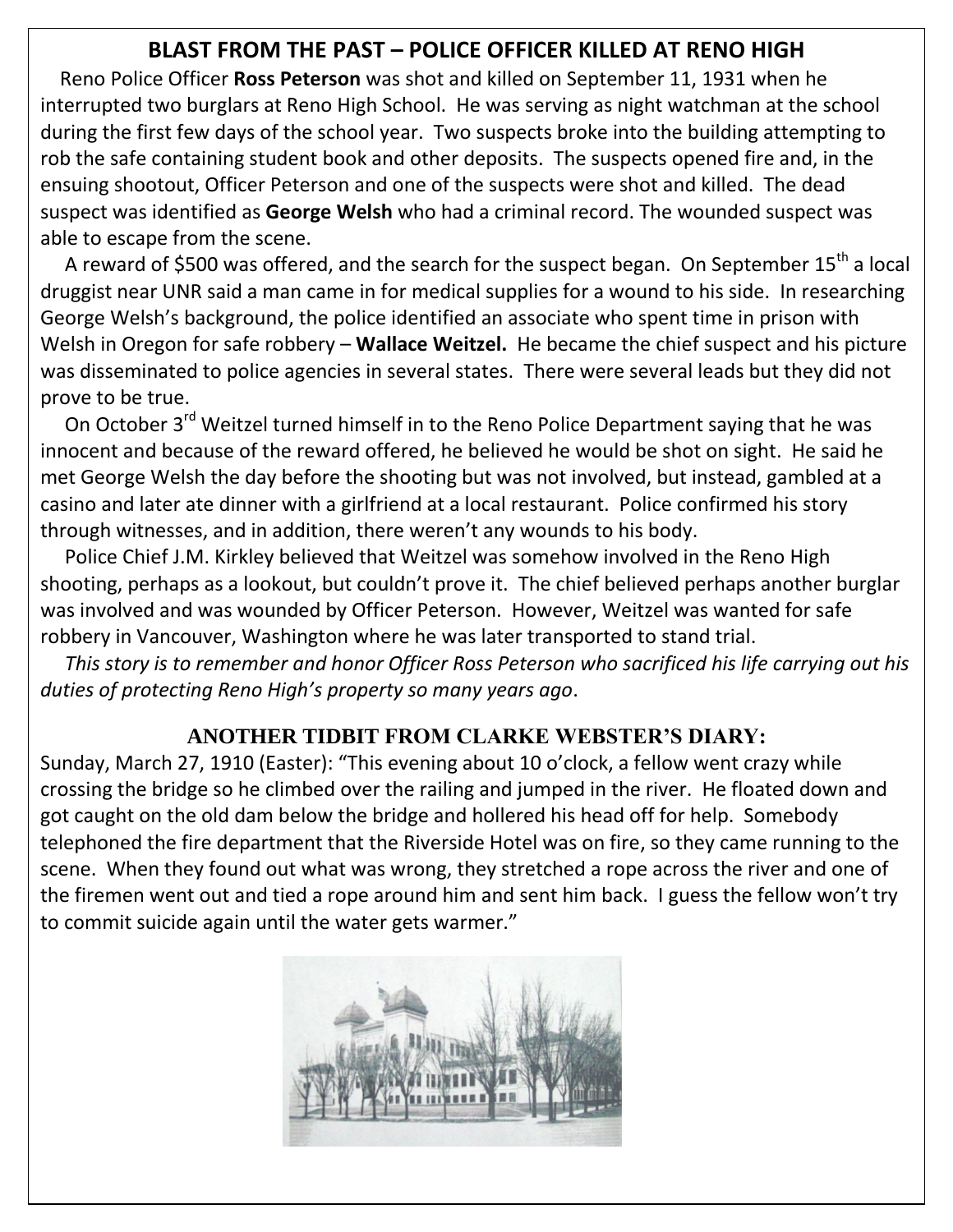## BLAST FROM THE PAST – POLICE OFFICER KILLED AT RENO HIGH

Reno Police Officer **Ross Peterson** was shot and killed on September 11, 1931 when he interrupted two burglars at Reno High School. He was serving as night watchman at the school during the first few days of the school year. Two suspects broke into the building attempting to rob the safe containing student book and other deposits. The suspects opened fire and, in the ensuing shootout, Officer Peterson and one of the suspects were shot and killed. The dead suspect was identified as **George Welsh** who had a criminal record. The wounded suspect was able to escape from the scene.

A reward of $500 was offered, and the search for the suspect began. On September 15th a local druggist near UNR said a man came in for medical supplies for a wound to his side. In researching George Welsh's background, the police identified an associate who spent time in prison with Welsh in Oregon for safe robbery – **Wallace Weitzel.** He became the chief suspect and his picture was disseminated to police agencies in several states. There were several leads but they did not prove to be true.

On October 3rd Weitzel turned himself in to the Reno Police Department saying that he was innocent and because of the reward offered, he believed he would be shot on sight. He said he met George Welsh the day before the shooting but was not involved, but instead, gambled at a casino and later ate dinner with a girlfriend at a local restaurant. Police confirmed his story through witnesses, and in addition, there weren't any wounds to his body.

Police Chief J.M. Kirkley believed that Weitzel was somehow involved in the Reno High shooting, perhaps as a lookout, but couldn't prove it. The chief believed perhaps another burglar was involved and was wounded by Officer Peterson. However, Weitzel was wanted for safe robbery in Vancouver, Washington where he was later transported to stand trial.

*This story is to remember and honor Officer Ross Peterson who sacrificed his life carrying out his duties of protecting Reno High's property so many years ago*.

### ANOTHER TIDBIT FROM CLARKE WEBSTER'S DIARY:

Sunday, March 27, 1910 (Easter): "This evening about 10 o'clock, a fellow went crazy while crossing the bridge so he climbed over the railing and jumped in the river. He floated down and got caught on the old dam below the bridge and hollered his head off for help. Somebody telephoned the fire department that the Riverside Hotel was on fire, so they came running to the scene. When they found out what was wrong, they stretched a rope across the river and one of the firemen went out and tied a rope around him and sent him back. I guess the fellow won't try to commit suicide again until the water gets warmer."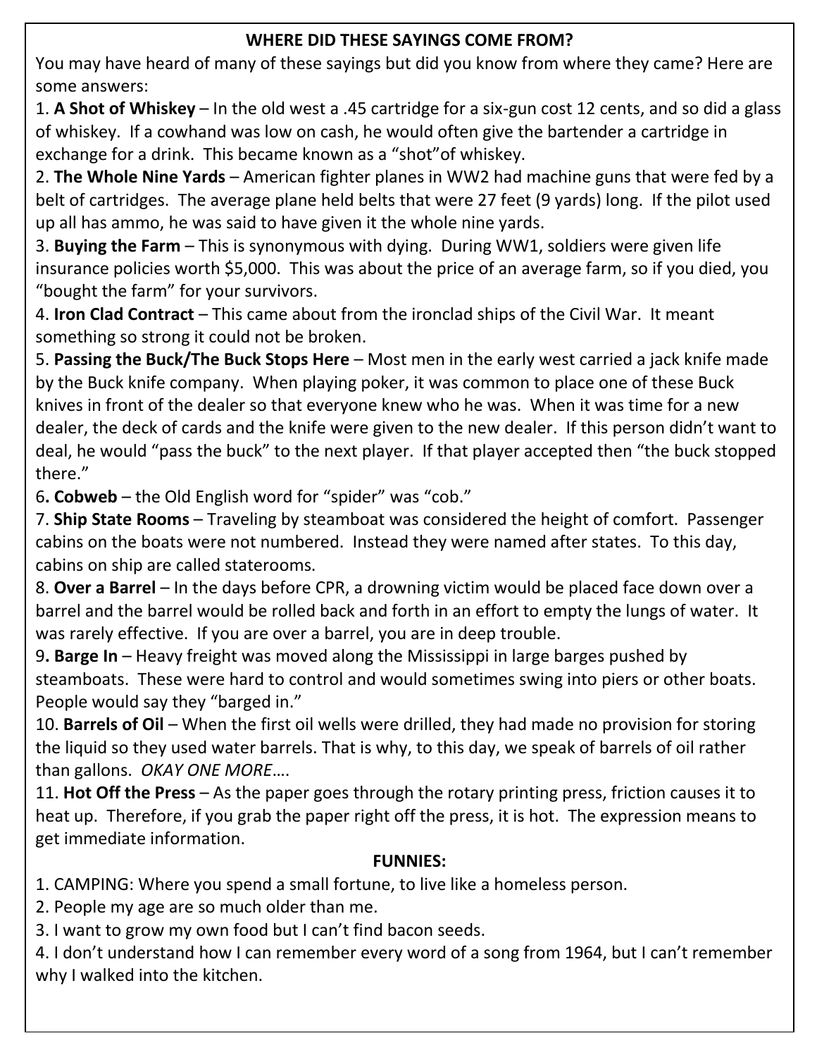## WHERE DID THESE SAYINGS COME FROM?

You may have heard of many of these sayings but did you know from where they came? Here are some answers:

1. **A Shot of Whiskey** – In the old west a .45 cartridge for a six-gun cost 12 cents, and so did a glass of whiskey. If a cowhand was low on cash, he would often give the bartender a cartridge in exchange for a drink. This became known as a "shot"of whiskey.
2. **The Whole Nine Yards** – American fighter planes in WW2 had machine guns that were fed by a belt of cartridges. The average plane held belts that were 27 feet (9 yards) long. If the pilot used up all has ammo, he was said to have given it the whole nine yards.
3. **Buying the Farm** – This is synonymous with dying. During WW1, soldiers were given life insurance policies worth $5,000. This was about the price of an average farm, so if you died, you "bought the farm" for your survivors.
4. **Iron Clad Contract** – This came about from the ironclad ships of the Civil War. It meant something so strong it could not be broken.
5. **Passing the Buck/The Buck Stops Here** – Most men in the early west carried a jack knife made by the Buck knife company. When playing poker, it was common to place one of these Buck knives in front of the dealer so that everyone knew who he was. When it was time for a new dealer, the deck of cards and the knife were given to the new dealer. If this person didn't want to deal, he would "pass the buck" to the next player. If that player accepted then "the buck stopped there."
6. **Cobweb** – the Old English word for "spider" was "cob."
7. **Ship State Rooms** – Traveling by steamboat was considered the height of comfort. Passenger cabins on the boats were not numbered. Instead they were named after states. To this day, cabins on ship are called staterooms.
8. **Over a Barrel** – In the days before CPR, a drowning victim would be placed face down over a barrel and the barrel would be rolled back and forth in an effort to empty the lungs of water. It was rarely effective. If you are over a barrel, you are in deep trouble.
9. **Barge In** – Heavy freight was moved along the Mississippi in large barges pushed by steamboats. These were hard to control and would sometimes swing into piers or other boats. People would say they "barged in."
10. **Barrels of Oil** – When the first oil wells were drilled, they had made no provision for storing the liquid so they used water barrels. That is why, to this day, we speak of barrels of oil rather than gallons. *OKAY ONE MORE….*
11. **Hot Off the Press** – As the paper goes through the rotary printing press, friction causes it to heat up. Therefore, if you grab the paper right off the press, it is hot. The expression means to get immediate information.

## FUNNIES:

1. CAMPING: Where you spend a small fortune, to live like a homeless person.
2. People my age are so much older than me.
3. I want to grow my own food but I can't find bacon seeds.
4. I don't understand how I can remember every word of a song from 1964, but I can't remember why I walked into the kitchen.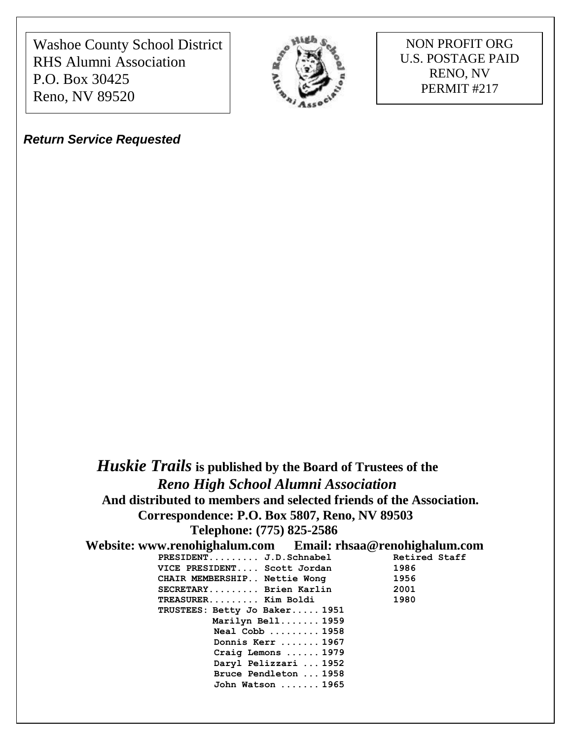Washoe County School District
RHS Alumni Association
P.O. Box 30425
Reno, NV 89520

NON PROFIT ORG
U.S. POSTAGE PAID
RENO, NV
PERMIT #217

***Return Service Requested***

***Huskie Trails*** **is published by the Board of Trustees of the**
***Reno High School Alumni Association***
**And distributed to members and selected friends of the Association.**
**Correspondence: P.O. Box 5807, Reno, NV 89503**
**Telephone: (775) 825-2586**
**Website: www.renohighalum.com Email: rhsaa@renohighalum.com**

| | | |
|---|---|---|
| PRESIDENT | J.D.Schnabel | Retired Staff |
| VICE PRESIDENT | Scott Jordan | 1986 |
| CHAIR MEMBERSHIP | Nettie Wong | 1956 |
| SECRETARY | Brien Karlin | 2001 |
| TREASURER | Kim Boldi | 1980 |
| TRUSTEES: | Betty Jo Baker | 1951 |
| | Marilyn Bell | 1959 |
| | Neal Cobb | 1958 |
| | Donnis Kerr | 1967 |
| | Craig Lemons | 1979 |
| | Daryl Pelizzari | 1952 |
| | Bruce Pendleton | 1958 |
| | John Watson | 1965 |